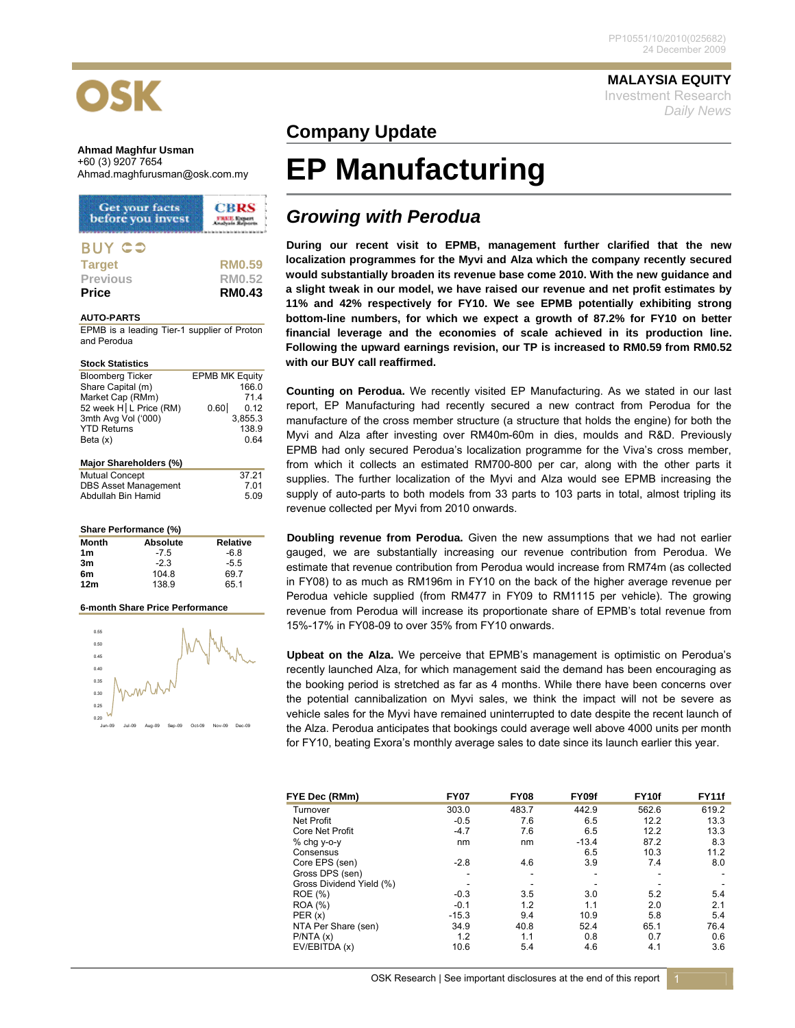PP10551/10/2010(025682)
24 December 2009

**MALAYSIA EQUITY**
Investment Research
*Daily News*

**Ahmad Maghfur Usman**
+60 (3) 9207 7654
Ahmad.maghfurusman@osk.com.my

Get your facts before you invest — CBRS FREE Expert Analysis Reports

**BUY**

| | |
|---|---|
| Target | RM0.59 |
| Previous | RM0.52 |
| **Price** | **RM0.43** |

**AUTO-PARTS**

EPMB is a leading Tier-1 supplier of Proton and Perodua

**Stock Statistics**

| | |
|---|---|
| Bloomberg Ticker | EPMB MK Equity |
| Share Capital (m) | 166.0 |
| Market Cap (RMm) | 71.4 |
| 52 week H│L Price (RM) | 0.60│ 0.12 |
| 3mth Avg Vol ('000) | 3,855.3 |
| YTD Returns | 138.9 |
| Beta (x) | 0.64 |

**Major Shareholders (%)**

| | |
|---|---|
| Mutual Concept | 37.21 |
| DBS Asset Management | 7.01 |
| Abdullah Bin Hamid | 5.09 |

**Share Performance (%)**

| Month | Absolute | Relative |
|---|---|---|
| 1m | -7.5 | -6.8 |
| 3m | -2.3 | -5.5 |
| 6m | 104.8 | 69.7 |
| 12m | 138.9 | 65.1 |

**6-month Share Price Performance**

## Company Update

# EP Manufacturing

## *Growing with Perodua*

**During our recent visit to EPMB, management further clarified that the new localization programmes for the Myvi and Alza which the company recently secured would substantially broaden its revenue base come 2010. With the new guidance and a slight tweak in our model, we have raised our revenue and net profit estimates by 11% and 42% respectively for FY10. We see EPMB potentially exhibiting strong bottom-line numbers, for which we expect a growth of 87.2% for FY10 on better financial leverage and the economies of scale achieved in its production line. Following the upward earnings revision, our TP is increased to RM0.59 from RM0.52 with our BUY call reaffirmed.**

**Counting on Perodua.** We recently visited EP Manufacturing. As we stated in our last report, EP Manufacturing had recently secured a new contract from Perodua for the manufacture of the cross member structure (a structure that holds the engine) for both the Myvi and Alza after investing over RM40m-60m in dies, moulds and R&D. Previously EPMB had only secured Perodua's localization programme for the Viva's cross member, from which it collects an estimated RM700-800 per car, along with the other parts it supplies. The further localization of the Myvi and Alza would see EPMB increasing the supply of auto-parts to both models from 33 parts to 103 parts in total, almost tripling its revenue collected per Myvi from 2010 onwards.

**Doubling revenue from Perodua.** Given the new assumptions that we had not earlier gauged, we are substantially increasing our revenue contribution from Perodua. We estimate that revenue contribution from Perodua would increase from RM74m (as collected in FY08) to as much as RM196m in FY10 on the back of the higher average revenue per Perodua vehicle supplied (from RM477 in FY09 to RM1115 per vehicle). The growing revenue from Perodua will increase its proportionate share of EPMB's total revenue from 15%-17% in FY08-09 to over 35% from FY10 onwards.

**Upbeat on the Alza.** We perceive that EPMB's management is optimistic on Perodua's recently launched Alza, for which management said the demand has been encouraging as the booking period is stretched as far as 4 months. While there have been concerns over the potential cannibalization on Myvi sales, we think the impact will not be severe as vehicle sales for the Myvi have remained uninterrupted to date despite the recent launch of the Alza. Perodua anticipates that bookings could average well above 4000 units per month for FY10, beating Exora's monthly average sales to date since its launch earlier this year.

| FYE Dec (RMm) | FY07 | FY08 | FY09f | FY10f | FY11f |
|---|---|---|---|---|---|
| Turnover | 303.0 | 483.7 | 442.9 | 562.6 | 619.2 |
| Net Profit | -0.5 | 7.6 | 6.5 | 12.2 | 13.3 |
| Core Net Profit | -4.7 | 7.6 | 6.5 | 12.2 | 13.3 |
| % chg y-o-y | nm | nm | -13.4 | 87.2 | 8.3 |
| Consensus | | | 6.5 | 10.3 | 11.2 |
| Core EPS (sen) | -2.8 | 4.6 | 3.9 | 7.4 | 8.0 |
| Gross DPS (sen) | - | - | - | - | - |
| Gross Dividend Yield (%) | - | - | - | - | - |
| ROE (%) | -0.3 | 3.5 | 3.0 | 5.2 | 5.4 |
| ROA (%) | -0.1 | 1.2 | 1.1 | 2.0 | 2.1 |
| PER (x) | -15.3 | 9.4 | 10.9 | 5.8 | 5.4 |
| NTA Per Share (sen) | 34.9 | 40.8 | 52.4 | 65.1 | 76.4 |
| P/NTA (x) | 1.2 | 1.1 | 0.8 | 0.7 | 0.6 |
| EV/EBITDA (x) | 10.6 | 5.4 | 4.6 | 4.1 | 3.6 |

OSK Research | See important disclosures at the end of this report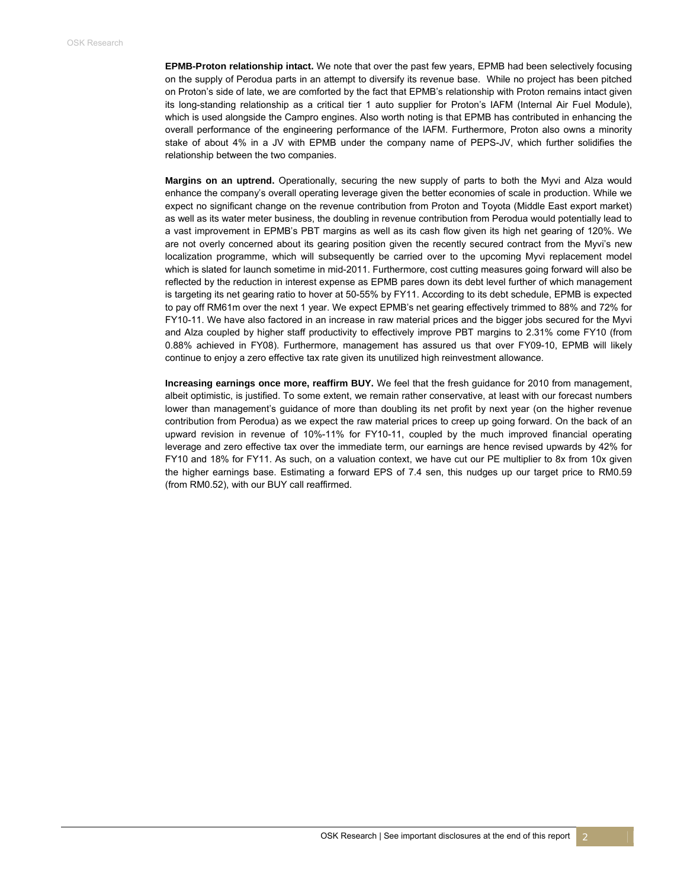**EPMB-Proton relationship intact.** We note that over the past few years, EPMB had been selectively focusing on the supply of Perodua parts in an attempt to diversify its revenue base. While no project has been pitched on Proton's side of late, we are comforted by the fact that EPMB's relationship with Proton remains intact given its long-standing relationship as a critical tier 1 auto supplier for Proton's IAFM (Internal Air Fuel Module), which is used alongside the Campro engines. Also worth noting is that EPMB has contributed in enhancing the overall performance of the engineering performance of the IAFM. Furthermore, Proton also owns a minority stake of about 4% in a JV with EPMB under the company name of PEPS-JV, which further solidifies the relationship between the two companies.

**Margins on an uptrend.** Operationally, securing the new supply of parts to both the Myvi and Alza would enhance the company's overall operating leverage given the better economies of scale in production. While we expect no significant change on the revenue contribution from Proton and Toyota (Middle East export market) as well as its water meter business, the doubling in revenue contribution from Perodua would potentially lead to a vast improvement in EPMB's PBT margins as well as its cash flow given its high net gearing of 120%. We are not overly concerned about its gearing position given the recently secured contract from the Myvi's new localization programme, which will subsequently be carried over to the upcoming Myvi replacement model which is slated for launch sometime in mid-2011. Furthermore, cost cutting measures going forward will also be reflected by the reduction in interest expense as EPMB pares down its debt level further of which management is targeting its net gearing ratio to hover at 50-55% by FY11. According to its debt schedule, EPMB is expected to pay off RM61m over the next 1 year. We expect EPMB's net gearing effectively trimmed to 88% and 72% for FY10-11. We have also factored in an increase in raw material prices and the bigger jobs secured for the Myvi and Alza coupled by higher staff productivity to effectively improve PBT margins to 2.31% come FY10 (from 0.88% achieved in FY08). Furthermore, management has assured us that over FY09-10, EPMB will likely continue to enjoy a zero effective tax rate given its unutilized high reinvestment allowance.

**Increasing earnings once more, reaffirm BUY.** We feel that the fresh guidance for 2010 from management, albeit optimistic, is justified. To some extent, we remain rather conservative, at least with our forecast numbers lower than management's guidance of more than doubling its net profit by next year (on the higher revenue contribution from Perodua) as we expect the raw material prices to creep up going forward. On the back of an upward revision in revenue of 10%-11% for FY10-11, coupled by the much improved financial operating leverage and zero effective tax over the immediate term, our earnings are hence revised upwards by 42% for FY10 and 18% for FY11. As such, on a valuation context, we have cut our PE multiplier to 8x from 10x given the higher earnings base. Estimating a forward EPS of 7.4 sen, this nudges up our target price to RM0.59 (from RM0.52), with our BUY call reaffirmed.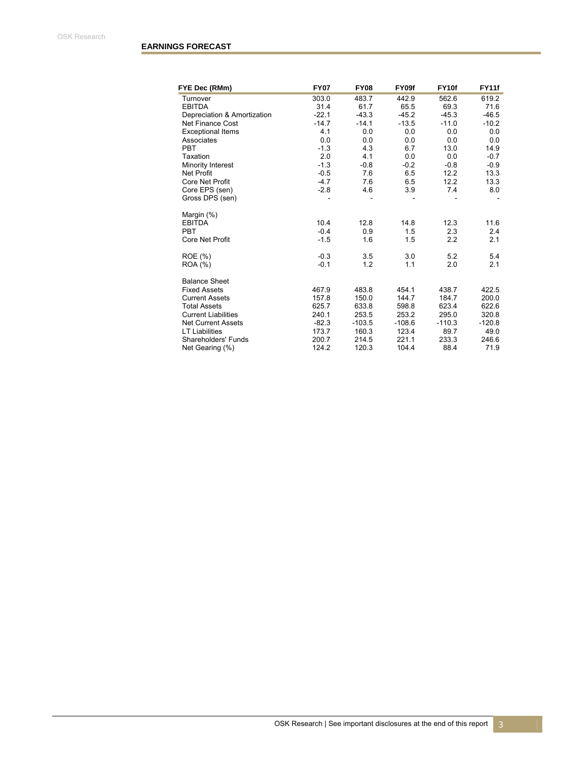## EARNINGS FORECAST

| FYE Dec (RMm) | FY07 | FY08 | FY09f | FY10f | FY11f |
|---|---|---|---|---|---|
| Turnover | 303.0 | 483.7 | 442.9 | 562.6 | 619.2 |
| EBITDA | 31.4 | 61.7 | 65.5 | 69.3 | 71.6 |
| Depreciation & Amortization | -22.1 | -43.3 | -45.2 | -45.3 | -46.5 |
| Net Finance Cost | -14.7 | -14.1 | -13.5 | -11.0 | -10.2 |
| Exceptional Items | 4.1 | 0.0 | 0.0 | 0.0 | 0.0 |
| Associates | 0.0 | 0.0 | 0.0 | 0.0 | 0.0 |
| PBT | -1.3 | 4.3 | 6.7 | 13.0 | 14.9 |
| Taxation | 2.0 | 4.1 | 0.0 | 0.0 | -0.7 |
| Minority Interest | -1.3 | -0.8 | -0.2 | -0.8 | -0.9 |
| Net Profit | -0.5 | 7.6 | 6.5 | 12.2 | 13.3 |
| Core Net Profit | -4.7 | 7.6 | 6.5 | 12.2 | 13.3 |
| Core EPS (sen) | -2.8 | 4.6 | 3.9 | 7.4 | 8.0 |
| Gross DPS (sen) | - | - | - | - | - |
| | | | | | |
| Margin (%) | | | | | |
| EBITDA | 10.4 | 12.8 | 14.8 | 12.3 | 11.6 |
| PBT | -0.4 | 0.9 | 1.5 | 2.3 | 2.4 |
| Core Net Profit | -1.5 | 1.6 | 1.5 | 2.2 | 2.1 |
| | | | | | |
| ROE (%) | -0.3 | 3.5 | 3.0 | 5.2 | 5.4 |
| ROA (%) | -0.1 | 1.2 | 1.1 | 2.0 | 2.1 |
| | | | | | |
| Balance Sheet | | | | | |
| Fixed Assets | 467.9 | 483.8 | 454.1 | 438.7 | 422.5 |
| Current Assets | 157.8 | 150.0 | 144.7 | 184.7 | 200.0 |
| Total Assets | 625.7 | 633.8 | 598.8 | 623.4 | 622.6 |
| Current Liabilities | 240.1 | 253.5 | 253.2 | 295.0 | 320.8 |
| Net Current Assets | -82.3 | -103.5 | -108.6 | -110.3 | -120.8 |
| LT Liabilities | 173.7 | 160.3 | 123.4 | 89.7 | 49.0 |
| Shareholders' Funds | 200.7 | 214.5 | 221.1 | 233.3 | 246.6 |
| Net Gearing (%) | 124.2 | 120.3 | 104.4 | 88.4 | 71.9 |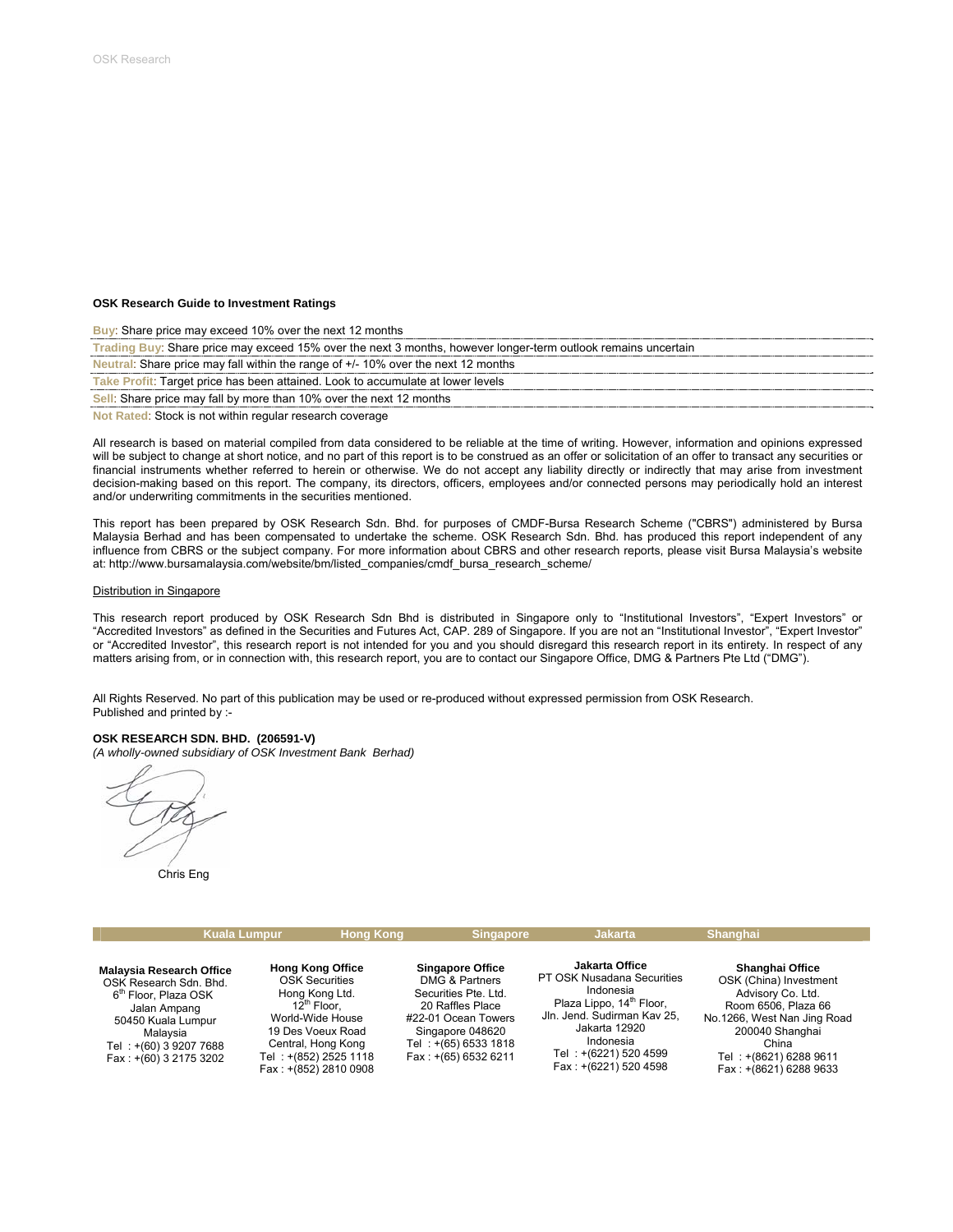### OSK Research Guide to Investment Ratings

**Buy**: Share price may exceed 10% over the next 12 months

**Trading Buy**: Share price may exceed 15% over the next 3 months, however longer-term outlook remains uncertain

**Neutral**: Share price may fall within the range of +/- 10% over the next 12 months

**Take Profit**: Target price has been attained. Look to accumulate at lower levels

**Sell**: Share price may fall by more than 10% over the next 12 months

**Not Rated**: Stock is not within regular research coverage

All research is based on material compiled from data considered to be reliable at the time of writing. However, information and opinions expressed will be subject to change at short notice, and no part of this report is to be construed as an offer or solicitation of an offer to transact any securities or financial instruments whether referred to herein or otherwise. We do not accept any liability directly or indirectly that may arise from investment decision-making based on this report. The company, its directors, officers, employees and/or connected persons may periodically hold an interest and/or underwriting commitments in the securities mentioned.

This report has been prepared by OSK Research Sdn. Bhd. for purposes of CMDF-Bursa Research Scheme ("CBRS") administered by Bursa Malaysia Berhad and has been compensated to undertake the scheme. OSK Research Sdn. Bhd. has produced this report independent of any influence from CBRS or the subject company. For more information about CBRS and other research reports, please visit Bursa Malaysia's website at: http://www.bursamalaysia.com/website/bm/listed_companies/cmdf_bursa_research_scheme/

Distribution in Singapore

This research report produced by OSK Research Sdn Bhd is distributed in Singapore only to "Institutional Investors", "Expert Investors" or "Accredited Investors" as defined in the Securities and Futures Act, CAP. 289 of Singapore. If you are not an "Institutional Investor", "Expert Investor" or "Accredited Investor", this research report is not intended for you and you should disregard this research report in its entirety. In respect of any matters arising from, or in connection with, this research report, you are to contact our Singapore Office, DMG & Partners Pte Ltd ("DMG").

All Rights Reserved. No part of this publication may be used or re-produced without expressed permission from OSK Research.
Published and printed by :-

**OSK RESEARCH SDN. BHD. (206591-V)**
*(A wholly-owned subsidiary of OSK Investment Bank Berhad)*

Chris Eng

| Kuala Lumpur | Hong Kong | Singapore | Jakarta | Shanghai |
|---|---|---|---|---|
| **Malaysia Research Office**<br>OSK Research Sdn. Bhd.<br>6th Floor, Plaza OSK<br>Jalan Ampang<br>50450 Kuala Lumpur<br>Malaysia<br>Tel : +(60) 3 9207 7688<br>Fax : +(60) 3 2175 3202 | **Hong Kong Office**<br>OSK Securities<br>Hong Kong Ltd.<br>12th Floor,<br>World-Wide House<br>19 Des Voeux Road<br>Central, Hong Kong<br>Tel : +(852) 2525 1118<br>Fax : +(852) 2810 0908 | **Singapore Office**<br>DMG & Partners<br>Securities Pte. Ltd.<br>20 Raffles Place<br>#22-01 Ocean Towers<br>Singapore 048620<br>Tel : +(65) 6533 1818<br>Fax : +(65) 6532 6211 | **Jakarta Office**<br>PT OSK Nusadana Securities<br>Indonesia<br>Plaza Lippo, 14th Floor,<br>Jln. Jend. Sudirman Kav 25,<br>Jakarta 12920<br>Indonesia<br>Tel : +(6221) 520 4599<br>Fax : +(6221) 520 4598 | **Shanghai Office**<br>OSK (China) Investment<br>Advisory Co. Ltd.<br>Room 6506, Plaza 66<br>No.1266, West Nan Jing Road<br>200040 Shanghai<br>China<br>Tel : +(8621) 6288 9611<br>Fax : +(8621) 6288 9633 |